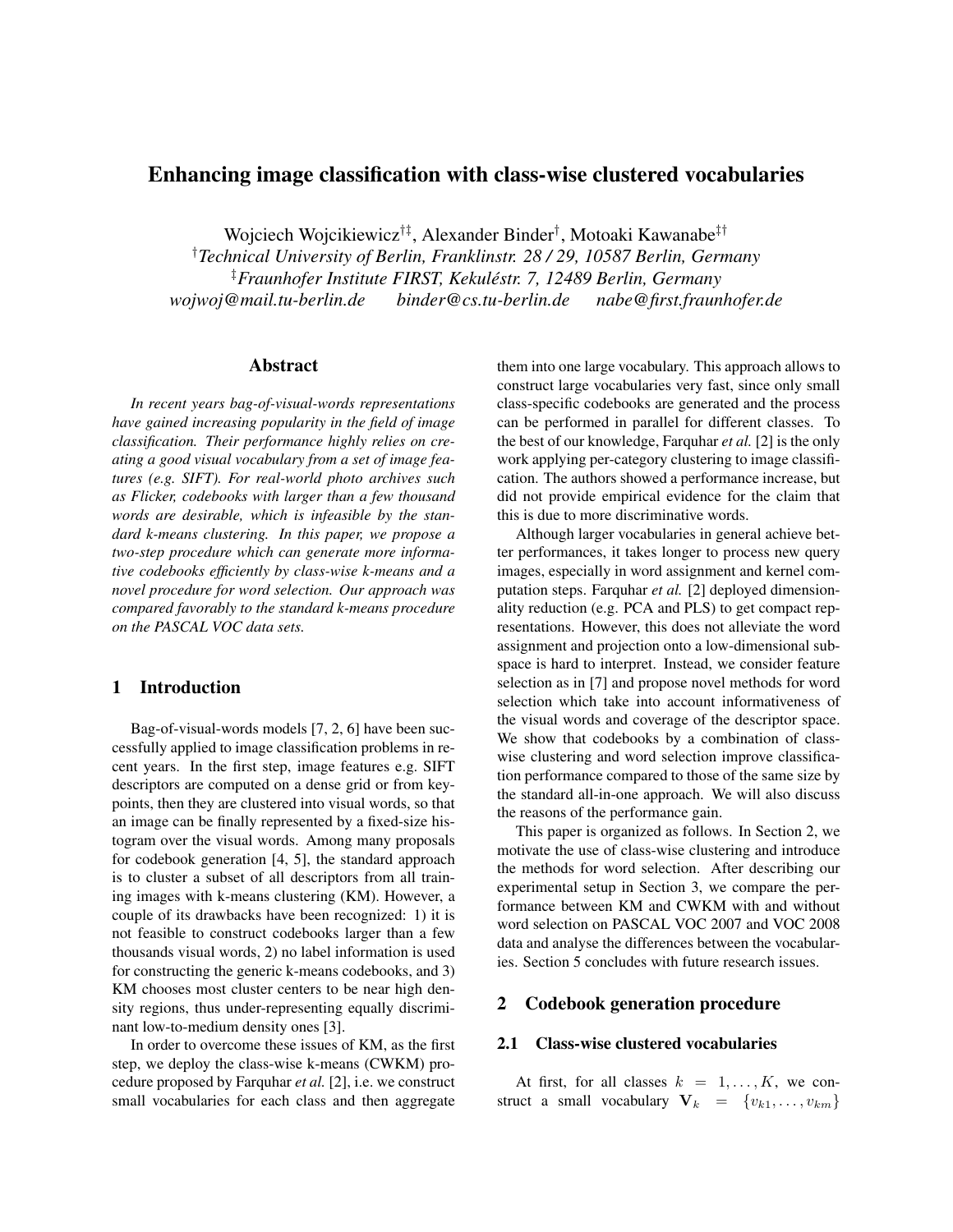# Enhancing image classification with class-wise clustered vocabularies

Wojciech Wojcikiewicz[†‡], Alexander Binder[†], Motoaki Kawanabe[‡†]

[†]*Technical University of Berlin, Franklinstr. 28 / 29, 10587 Berlin, Germany*

[‡]*Fraunhofer Institute FIRST, Kekuléstr. 7, 12489 Berlin, Germany*

*wojwoj@mail.tu-berlin.de binder@cs.tu-berlin.de nabe@first.fraunhofer.de*

## Abstract

*In recent years bag-of-visual-words representations have gained increasing popularity in the field of image classification. Their performance highly relies on creating a good visual vocabulary from a set of image features (e.g. SIFT). For real-world photo archives such as Flicker, codebooks with larger than a few thousand words are desirable, which is infeasible by the standard k-means clustering. In this paper, we propose a two-step procedure which can generate more informative codebooks efficiently by class-wise k-means and a novel procedure for word selection. Our approach was compared favorably to the standard k-means procedure on the PASCAL VOC data sets.*

## 1 Introduction

Bag-of-visual-words models [7, 2, 6] have been successfully applied to image classification problems in recent years. In the first step, image features e.g. SIFT descriptors are computed on a dense grid or from keypoints, then they are clustered into visual words, so that an image can be finally represented by a fixed-size histogram over the visual words. Among many proposals for codebook generation [4, 5], the standard approach is to cluster a subset of all descriptors from all training images with k-means clustering (KM). However, a couple of its drawbacks have been recognized: 1) it is not feasible to construct codebooks larger than a few thousands visual words, 2) no label information is used for constructing the generic k-means codebooks, and 3) KM chooses most cluster centers to be near high density regions, thus under-representing equally discriminant low-to-medium density ones [3].

In order to overcome these issues of KM, as the first step, we deploy the class-wise k-means (CWKM) procedure proposed by Farquhar *et al.* [2], i.e. we construct small vocabularies for each class and then aggregate them into one large vocabulary. This approach allows to construct large vocabularies very fast, since only small class-specific codebooks are generated and the process can be performed in parallel for different classes. To the best of our knowledge, Farquhar *et al.* [2] is the only work applying per-category clustering to image classification. The authors showed a performance increase, but did not provide empirical evidence for the claim that this is due to more discriminative words.

Although larger vocabularies in general achieve better performances, it takes longer to process new query images, especially in word assignment and kernel computation steps. Farquhar *et al.* [2] deployed dimensionality reduction (e.g. PCA and PLS) to get compact representations. However, this does not alleviate the word assignment and projection onto a low-dimensional subspace is hard to interpret. Instead, we consider feature selection as in [7] and propose novel methods for word selection which take into account informativeness of the visual words and coverage of the descriptor space. We show that codebooks by a combination of class-wise clustering and word selection improve classification performance compared to those of the same size by the standard all-in-one approach. We will also discuss the reasons of the performance gain.

This paper is organized as follows. In Section 2, we motivate the use of class-wise clustering and introduce the methods for word selection. After describing our experimental setup in Section 3, we compare the performance between KM and CWKM with and without word selection on PASCAL VOC 2007 and VOC 2008 data and analyse the differences between the vocabularies. Section 5 concludes with future research issues.

## 2 Codebook generation procedure

### 2.1 Class-wise clustered vocabularies

At first, for all classes $k = 1, \ldots, K$, we construct a small vocabulary $\mathbf{V}_k = \{v_{k1}, \ldots, v_{km}\}$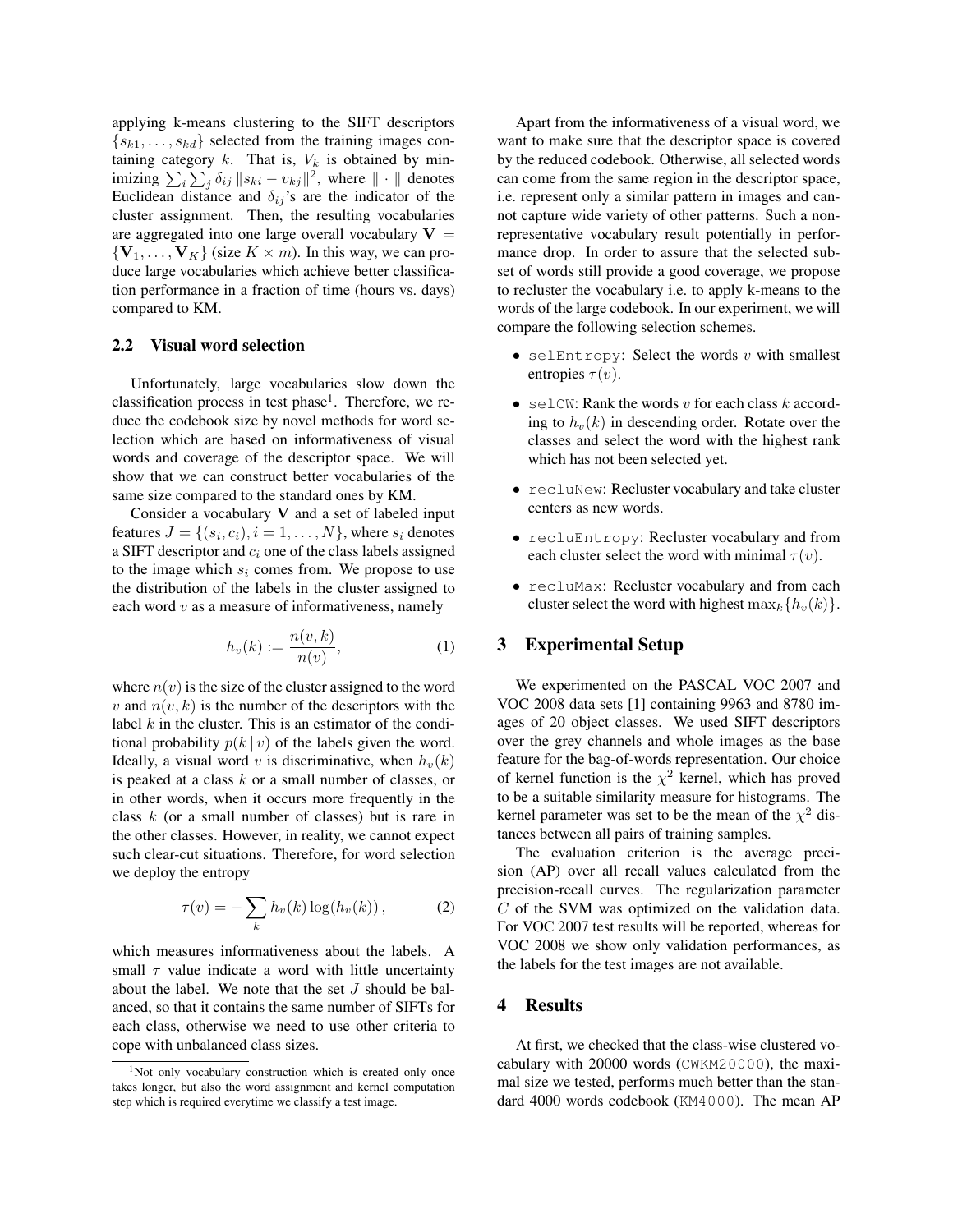applying k-means clustering to the SIFT descriptors $\{s_{k1}, \ldots, s_{kd}\}$ selected from the training images containing category $k$. That is, $V_k$ is obtained by minimizing $\sum_i \sum_j \delta_{ij} \|s_{ki} - v_{kj}\|^2$, where $\|\cdot\|$ denotes Euclidean distance and $\delta_{ij}$'s are the indicator of the cluster assignment. Then, the resulting vocabularies are aggregated into one large overall vocabulary $\mathbf{V} = \{\mathbf{V}_1, \ldots, \mathbf{V}_K\}$ (size $K \times m$). In this way, we can produce large vocabularies which achieve better classification performance in a fraction of time (hours vs. days) compared to KM.

### 2.2 Visual word selection

Unfortunately, large vocabularies slow down the classification process in test phase[1]. Therefore, we reduce the codebook size by novel methods for word selection which are based on informativeness of visual words and coverage of the descriptor space. We will show that we can construct better vocabularies of the same size compared to the standard ones by KM.

Consider a vocabulary $\mathbf{V}$ and a set of labeled input features $J = \{(s_i, c_i), i = 1, \ldots, N\}$, where $s_i$ denotes a SIFT descriptor and $c_i$ one of the class labels assigned to the image which $s_i$ comes from. We propose to use the distribution of the labels in the cluster assigned to each word $v$ as a measure of informativeness, namely

$$h_v(k) := \frac{n(v,k)}{n(v)}, \tag{1}$$

where $n(v)$ is the size of the cluster assigned to the word $v$ and $n(v,k)$ is the number of the descriptors with the label $k$ in the cluster. This is an estimator of the conditional probability $p(k \mid v)$ of the labels given the word. Ideally, a visual word $v$ is discriminative, when $h_v(k)$ is peaked at a class $k$ or a small number of classes, or in other words, when it occurs more frequently in the class $k$ (or a small number of classes) but is rare in the other classes. However, in reality, we cannot expect such clear-cut situations. Therefore, for word selection we deploy the entropy

$$\tau(v) = -\sum_k h_v(k) \log(h_v(k)), \tag{2}$$

which measures informativeness about the labels. A small $\tau$ value indicate a word with little uncertainty about the label. We note that the set $J$ should be balanced, so that it contains the same number of SIFTs for each class, otherwise we need to use other criteria to cope with unbalanced class sizes.

[1] Not only vocabulary construction which is created only once takes longer, but also the word assignment and kernel computation step which is required everytime we classify a test image.

Apart from the informativeness of a visual word, we want to make sure that the descriptor space is covered by the reduced codebook. Otherwise, all selected words can come from the same region in the descriptor space, i.e. represent only a similar pattern in images and cannot capture wide variety of other patterns. Such a non-representative vocabulary result potentially in performance drop. In order to assure that the selected subset of words still provide a good coverage, we propose to recluster the vocabulary i.e. to apply k-means to the words of the large codebook. In our experiment, we will compare the following selection schemes.

- `selEntropy`: Select the words $v$ with smallest entropies $\tau(v)$.
- `selCW`: Rank the words $v$ for each class $k$ according to $h_v(k)$ in descending order. Rotate over the classes and select the word with the highest rank which has not been selected yet.
- `recluNew`: Recluster vocabulary and take cluster centers as new words.
- `recluEntropy`: Recluster vocabulary and from each cluster select the word with minimal $\tau(v)$.
- `recluMax`: Recluster vocabulary and from each cluster select the word with highest $\max_k\{h_v(k)\}$.

## 3 Experimental Setup

We experimented on the PASCAL VOC 2007 and VOC 2008 data sets [1] containing 9963 and 8780 images of 20 object classes. We used SIFT descriptors over the grey channels and whole images as the base feature for the bag-of-words representation. Our choice of kernel function is the $\chi^2$ kernel, which has proved to be a suitable similarity measure for histograms. The kernel parameter was set to be the mean of the $\chi^2$ distances between all pairs of training samples.

The evaluation criterion is the average precision (AP) over all recall values calculated from the precision-recall curves. The regularization parameter $C$ of the SVM was optimized on the validation data. For VOC 2007 test results will be reported, whereas for VOC 2008 we show only validation performances, as the labels for the test images are not available.

## 4 Results

At first, we checked that the class-wise clustered vocabulary with 20000 words (`CWKM20000`), the maximal size we tested, performs much better than the standard 4000 words codebook (`KM4000`). The mean AP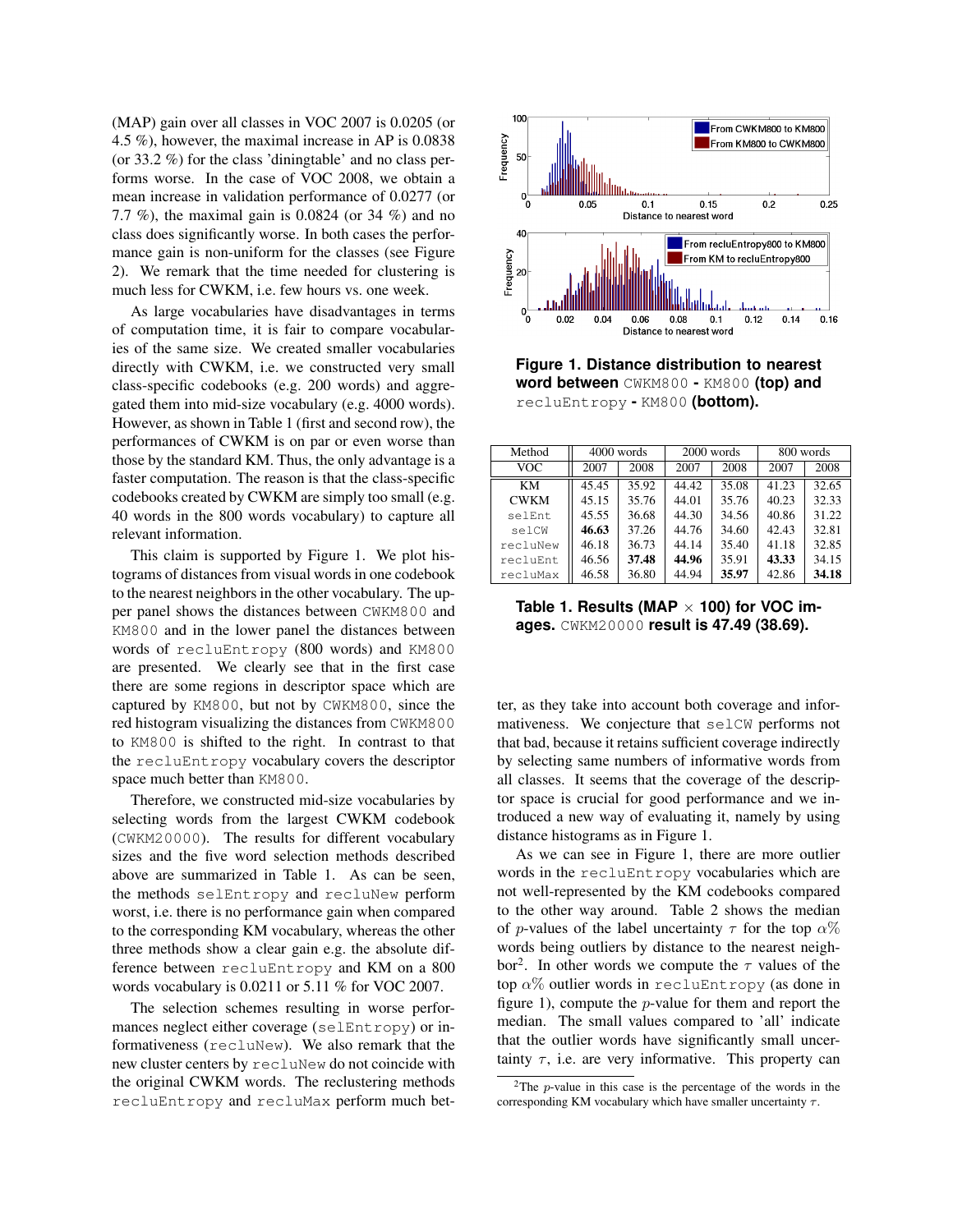(MAP) gain over all classes in VOC 2007 is 0.0205 (or 4.5 %), however, the maximal increase in AP is 0.0838 (or 33.2 %) for the class 'diningtable' and no class performs worse. In the case of VOC 2008, we obtain a mean increase in validation performance of 0.0277 (or 7.7 %), the maximal gain is 0.0824 (or 34 %) and no class does significantly worse. In both cases the performance gain is non-uniform for the classes (see Figure 2). We remark that the time needed for clustering is much less for CWKM, i.e. few hours vs. one week.

As large vocabularies have disadvantages in terms of computation time, it is fair to compare vocabularies of the same size. We created smaller vocabularies directly with CWKM, i.e. we constructed very small class-specific codebooks (e.g. 200 words) and aggregated them into mid-size vocabulary (e.g. 4000 words). However, as shown in Table 1 (first and second row), the performances of CWKM is on par or even worse than those by the standard KM. Thus, the only advantage is a faster computation. The reason is that the class-specific codebooks created by CWKM are simply too small (e.g. 40 words in the 800 words vocabulary) to capture all relevant information.

This claim is supported by Figure 1. We plot histograms of distances from visual words in one codebook to the nearest neighbors in the other vocabulary. The upper panel shows the distances between `CWKM800` and `KM800` and in the lower panel the distances between words of `recluEntropy` (800 words) and `KM800` are presented. We clearly see that in the first case there are some regions in descriptor space which are captured by `KM800`, but not by `CWKM800`, since the red histogram visualizing the distances from `CWKM800` to `KM800` is shifted to the right. In contrast to that the `recluEntropy` vocabulary covers the descriptor space much better than `KM800`.

Therefore, we constructed mid-size vocabularies by selecting words from the largest CWKM codebook (`CWKM20000`). The results for different vocabulary sizes and the five word selection methods described above are summarized in Table 1. As can be seen, the methods `selEntropy` and `recluNew` perform worst, i.e. there is no performance gain when compared to the corresponding KM vocabulary, whereas the other three methods show a clear gain e.g. the absolute difference between `recluEntropy` and KM on a 800 words vocabulary is 0.0211 or 5.11 % for VOC 2007.

The selection schemes resulting in worse performances neglect either coverage (`selEntropy`) or informativeness (`recluNew`). We also remark that the new cluster centers by `recluNew` do not coincide with the original CWKM words. The reclustering methods `recluEntropy` and `recluMax` perform much better, as they take into account both coverage and informativeness. We conjecture that `selCW` performs not that bad, because it retains sufficient coverage indirectly by selecting same numbers of informative words from all classes. It seems that the coverage of the descriptor space is crucial for good performance and we introduced a new way of evaluating it, namely by using distance histograms as in Figure 1.

As we can see in Figure 1, there are more outlier words in the `recluEntropy` vocabularies which are not well-represented by the KM codebooks compared to the other way around. Table 2 shows the median of $p$-values of the label uncertainty $\tau$ for the top $\alpha\%$ words being outliers by distance to the nearest neighbor[2]. In other words we compute the $\tau$ values of the top $\alpha\%$ outlier words in `recluEntropy` (as done in figure 1), compute the $p$-value for them and report the median. The small values compared to 'all' indicate that the outlier words have significantly small uncertainty $\tau$, i.e. are very informative. This property can

**Figure 1. Distance distribution to nearest word between `CWKM800` - `KM800` (top) and `recluEntropy` - `KM800` (bottom).**

| Method | 4000 words | | 2000 words | | 800 words | |
|---|---|---|---|---|---|---|
| VOC | 2007 | 2008 | 2007 | 2008 | 2007 | 2008 |
| KM | 45.45 | 35.92 | 44.42 | 35.08 | 41.23 | 32.65 |
| CWKM | 45.15 | 35.76 | 44.01 | 35.76 | 40.23 | 32.33 |
| selEnt | 45.55 | 36.68 | 44.30 | 34.56 | 40.86 | 31.22 |
| selCW | **46.63** | 37.26 | 44.76 | 34.60 | 42.43 | 32.81 |
| recluNew | 46.18 | 36.73 | 44.14 | 35.40 | 41.18 | 32.85 |
| recluEnt | 46.56 | **37.48** | **44.96** | 35.91 | **43.33** | 34.15 |
| recluMax | 46.58 | 36.80 | 44.94 | **35.97** | 42.86 | **34.18** |

**Table 1. Results (MAP $\times$ 100) for VOC images. `CWKM20000` result is 47.49 (38.69).**

[2] The $p$-value in this case is the percentage of the words in the corresponding KM vocabulary which have smaller uncertainty $\tau$.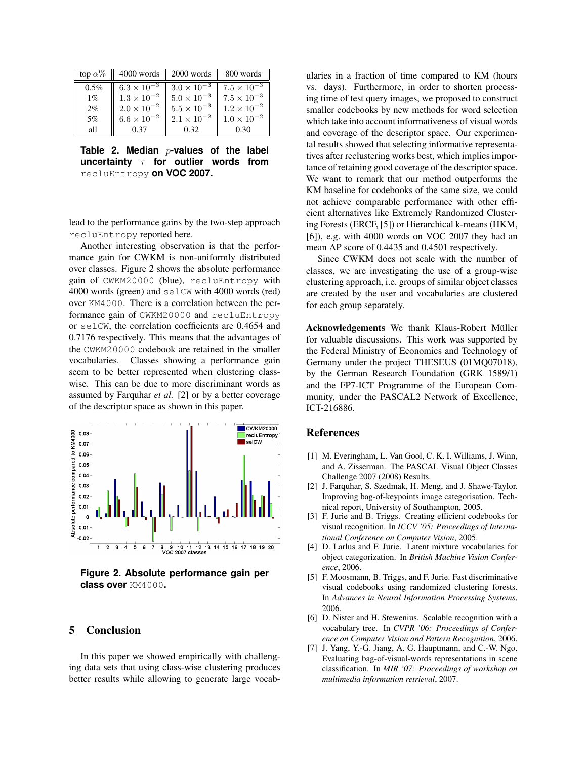| top $\alpha\%$ | 4000 words | 2000 words | 800 words |
|---|---|---|---|
| 0.5% | $6.3 \times 10^{-3}$ | $3.0 \times 10^{-3}$ | $7.5 \times 10^{-3}$ |
| 1% | $1.3 \times 10^{-2}$ | $5.0 \times 10^{-3}$ | $7.5 \times 10^{-3}$ |
| 2% | $2.0 \times 10^{-2}$ | $5.5 \times 10^{-3}$ | $1.2 \times 10^{-2}$ |
| 5% | $6.6 \times 10^{-2}$ | $2.1 \times 10^{-2}$ | $1.0 \times 10^{-2}$ |
| all | 0.37 | 0.32 | 0.30 |

**Table 2. Median $p$-values of the label uncertainty $\tau$ for outlier words from `recluEntropy` on VOC 2007.**

lead to the performance gains by the two-step approach `recluEntropy` reported here.

Another interesting observation is that the performance gain for CWKM is non-uniformly distributed over classes. Figure 2 shows the absolute performance gain of `CWKM20000` (blue), `recluEntropy` with 4000 words (green) and `selCW` with 4000 words (red) over `KM4000`. There is a correlation between the performance gain of `CWKM20000` and `recluEntropy` or `selCW`, the correlation coefficients are 0.4654 and 0.7176 respectively. This means that the advantages of the `CWKM20000` codebook are retained in the smaller vocabularies. Classes showing a performance gain seem to be better represented when clustering class-wise. This can be due to more discriminant words as assumed by Farquhar *et al.* [2] or by a better coverage of the descriptor space as shown in this paper.

Absolute performance compared to KM4000
0.08
0.07
0.06
0.05
0.04
0.03
0.02
0.01
0
-0.01
-0.02
1 2 3 4 5 6 7 8 9 10 11 12 13 14 15 16 17 18 19 20
VOC 2007 classes
CWKM20000
recluEntropy
selCW

**Figure 2. Absolute performance gain per class over `KM4000`.**

## 5 Conclusion

In this paper we showed empirically with challenging data sets that using class-wise clustering produces better results while allowing to generate large vocabularies in a fraction of time compared to KM (hours vs. days). Furthermore, in order to shorten processing time of test query images, we proposed to construct smaller codebooks by new methods for word selection which take into account informativeness of visual words and coverage of the descriptor space. Our experimental results showed that selecting informative representatives after reclustering works best, which implies importance of retaining good coverage of the descriptor space. We want to remark that our method outperforms the KM baseline for codebooks of the same size, we could not achieve comparable performance with other efficient alternatives like Extremely Randomized Clustering Forests (ERCF, [5]) or Hierarchical k-means (HKM, [6]), e.g. with 4000 words on VOC 2007 they had an mean AP score of 0.4435 and 0.4501 respectively.

Since CWKM does not scale with the number of classes, we are investigating the use of a group-wise clustering approach, i.e. groups of similar object classes are created by the user and vocabularies are clustered for each group separately.

**Acknowledgements** We thank Klaus-Robert Müller for valuable discussions. This work was supported by the Federal Ministry of Economics and Technology of Germany under the project THESEUS (01MQ07018), by the German Research Foundation (GRK 1589/1) and the FP7-ICT Programme of the European Community, under the PASCAL2 Network of Excellence, ICT-216886.

## References

[1] M. Everingham, L. Van Gool, C. K. I. Williams, J. Winn, and A. Zisserman. The PASCAL Visual Object Classes Challenge 2007 (2008) Results.

[2] J. Farquhar, S. Szedmak, H. Meng, and J. Shawe-Taylor. Improving bag-of-keypoints image categorisation. Technical report, University of Southampton, 2005.

[3] F. Jurie and B. Triggs. Creating efficient codebooks for visual recognition. In *ICCV '05: Proceedings of International Conference on Computer Vision*, 2005.

[4] D. Larlus and F. Jurie. Latent mixture vocabularies for object categorization. In *British Machine Vision Conference*, 2006.

[5] F. Moosmann, B. Triggs, and F. Jurie. Fast discriminative visual codebooks using randomized clustering forests. In *Advances in Neural Information Processing Systems*, 2006.

[6] D. Nister and H. Stewenius. Scalable recognition with a vocabulary tree. In *CVPR '06: Proceedings of Conference on Computer Vision and Pattern Recognition*, 2006.

[7] J. Yang, Y.-G. Jiang, A. G. Hauptmann, and C.-W. Ngo. Evaluating bag-of-visual-words representations in scene classification. In *MIR '07: Proceedings of workshop on multimedia information retrieval*, 2007.